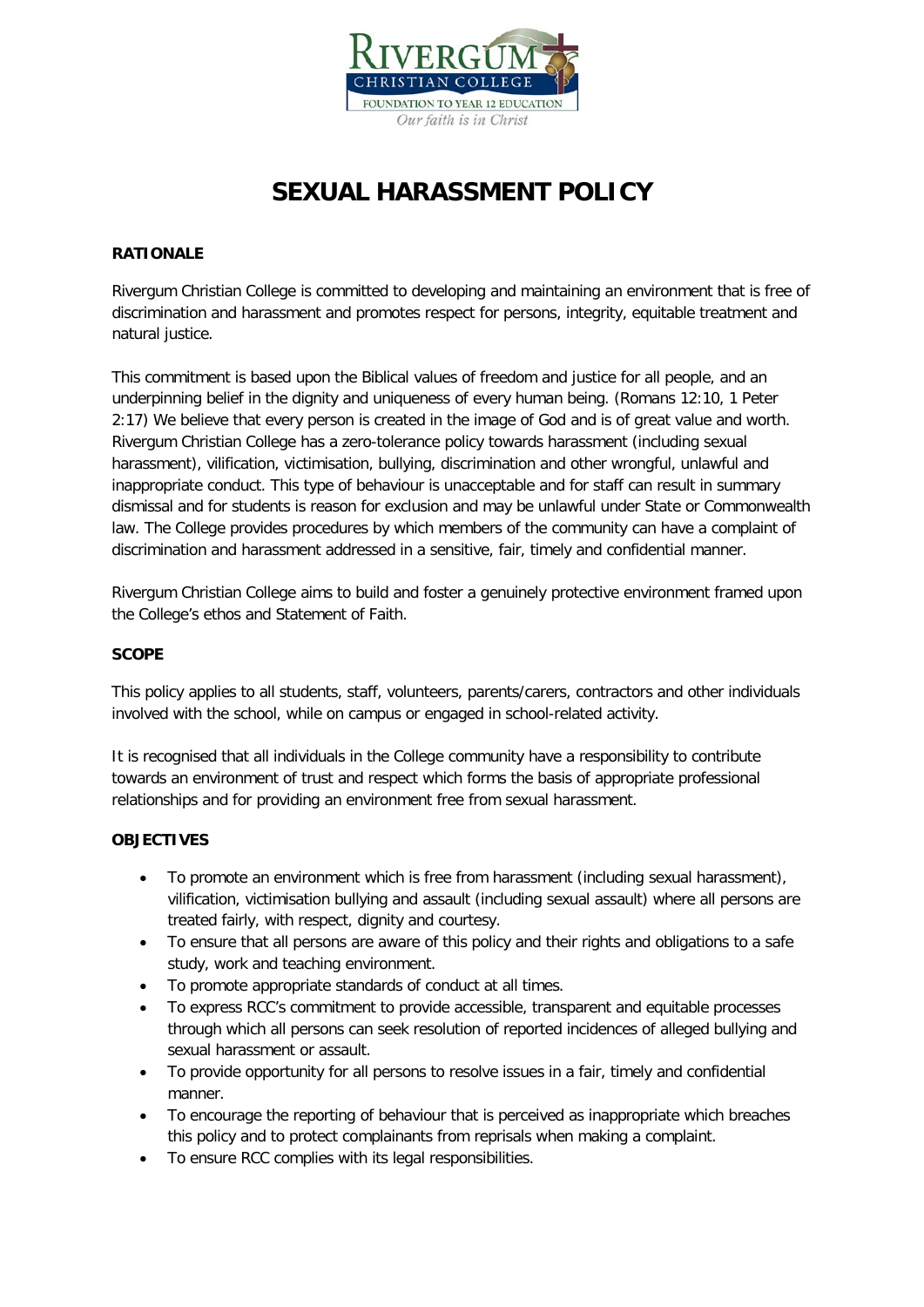# SEXUAL HARASSMENT POLICY

## RATIONALE

Rivergum Christian College is committed to developing and maintaining an environment that is free of discrimination and harassment and promotes respect for persons, integrity, equitable treatment and natural justice.

This commitment is based upon the Biblical values of freedom and justice for all people, and an underpinning belief in the dignity and uniqueness of every human being. (Romans 12:10, 1 Peter 2:17) We believe that every person is created in the image of God and is of great value and worth. Rivergum Christian College has a zero-tolerance policy towards harassment (including sexual harassment), vilification, victimisation, bullying, discrimination and other wrongful, unlawful and inappropriate conduct. This type of behaviour is unacceptable and for staff can result in summary dismissal and for students is reason for exclusion and may be unlawful under State or Commonwealth law. The College provides procedures by which members of the community can have a complaint of discrimination and harassment addressed in a sensitive, fair, timely and confidential manner.

Rivergum Christian College aims to build and foster a genuinely protective environment framed upon the College's ethos and Statement of Faith.

## SCOPE

This policy applies to all students, staff, volunteers, parents/carers, contractors and other individuals involved with the school, while on campus or engaged in school-related activity.

It is recognised that all individuals in the College community have a responsibility to contribute towards an environment of trust and respect which forms the basis of appropriate professional relationships and for providing an environment free from sexual harassment.

## OBJECTIVES

- To promote an environment which is free from harassment (including sexual harassment), vilification, victimisation bullying and assault (including sexual assault) where all persons are treated fairly, with respect, dignity and courtesy.
- To ensure that all persons are aware of this policy and their rights and obligations to a safe study, work and teaching environment.
- To promote appropriate standards of conduct at all times.
- To express RCC's commitment to provide accessible, transparent and equitable processes through which all persons can seek resolution of reported incidences of alleged bullying and sexual harassment or assault.
- To provide opportunity for all persons to resolve issues in a fair, timely and confidential manner.
- To encourage the reporting of behaviour that is perceived as inappropriate which breaches this policy and to protect complainants from reprisals when making a complaint.
- To ensure RCC complies with its legal responsibilities.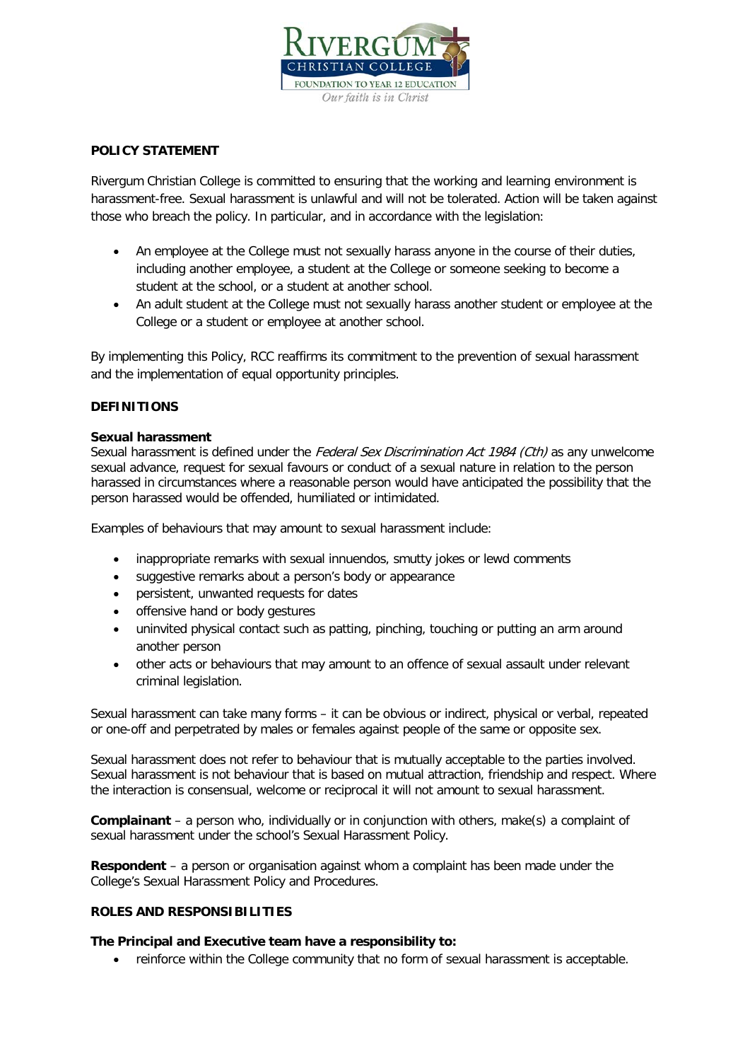**POLICY STATEMENT**

Rivergum Christian College is committed to ensuring that the working and learning environment is harassment-free. Sexual harassment is unlawful and will not be tolerated. Action will be taken against those who breach the policy. In particular, and in accordance with the legislation:

- An employee at the College must not sexually harass anyone in the course of their duties, including another employee, a student at the College or someone seeking to become a student at the school, or a student at another school.
- An adult student at the College must not sexually harass another student or employee at the College or a student or employee at another school.

By implementing this Policy, RCC reaffirms its commitment to the prevention of sexual harassment and the implementation of equal opportunity principles.

**DEFINITIONS**

**Sexual harassment**
Sexual harassment is defined under the *Federal Sex Discrimination Act 1984 (Cth)* as any unwelcome sexual advance, request for sexual favours or conduct of a sexual nature in relation to the person harassed in circumstances where a reasonable person would have anticipated the possibility that the person harassed would be offended, humiliated or intimidated.

Examples of behaviours that may amount to sexual harassment include:

- inappropriate remarks with sexual innuendos, smutty jokes or lewd comments
- suggestive remarks about a person's body or appearance
- persistent, unwanted requests for dates
- offensive hand or body gestures
- uninvited physical contact such as patting, pinching, touching or putting an arm around another person
- other acts or behaviours that may amount to an offence of sexual assault under relevant criminal legislation.

Sexual harassment can take many forms – it can be obvious or indirect, physical or verbal, repeated or one-off and perpetrated by males or females against people of the same or opposite sex.

Sexual harassment does not refer to behaviour that is mutually acceptable to the parties involved. Sexual harassment is not behaviour that is based on mutual attraction, friendship and respect. Where the interaction is consensual, welcome or reciprocal it will not amount to sexual harassment.

**Complainant** – a person who, individually or in conjunction with others, make(s) a complaint of sexual harassment under the school's Sexual Harassment Policy.

**Respondent** – a person or organisation against whom a complaint has been made under the College's Sexual Harassment Policy and Procedures.

**ROLES AND RESPONSIBILITIES**

**The Principal and Executive team have a responsibility to:**

- reinforce within the College community that no form of sexual harassment is acceptable.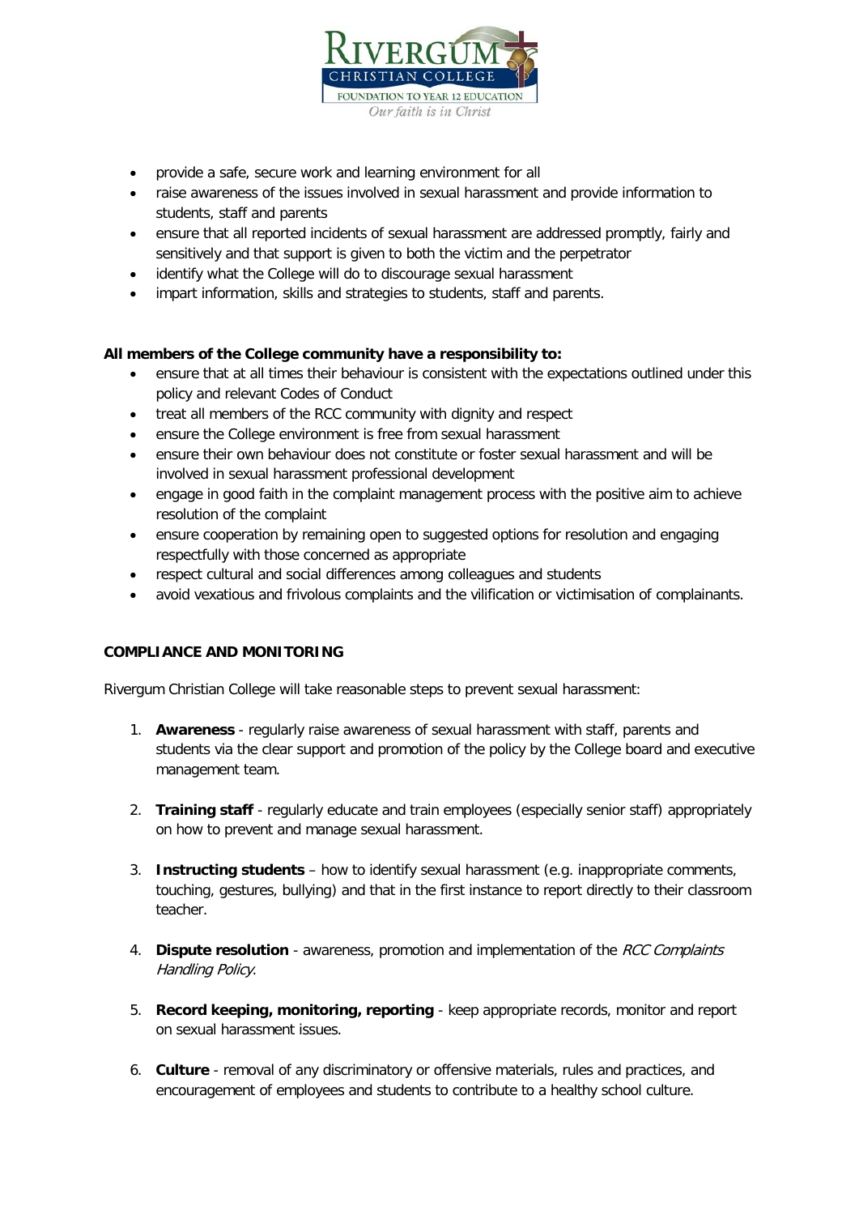- provide a safe, secure work and learning environment for all
- raise awareness of the issues involved in sexual harassment and provide information to students, staff and parents
- ensure that all reported incidents of sexual harassment are addressed promptly, fairly and sensitively and that support is given to both the victim and the perpetrator
- identify what the College will do to discourage sexual harassment
- impart information, skills and strategies to students, staff and parents.

**All members of the College community have a responsibility to:**

- ensure that at all times their behaviour is consistent with the expectations outlined under this policy and relevant Codes of Conduct
- treat all members of the RCC community with dignity and respect
- ensure the College environment is free from sexual harassment
- ensure their own behaviour does not constitute or foster sexual harassment and will be involved in sexual harassment professional development
- engage in good faith in the complaint management process with the positive aim to achieve resolution of the complaint
- ensure cooperation by remaining open to suggested options for resolution and engaging respectfully with those concerned as appropriate
- respect cultural and social differences among colleagues and students
- avoid vexatious and frivolous complaints and the vilification or victimisation of complainants.

**COMPLIANCE AND MONITORING**

Rivergum Christian College will take reasonable steps to prevent sexual harassment:

1. **Awareness** - regularly raise awareness of sexual harassment with staff, parents and students via the clear support and promotion of the policy by the College board and executive management team.

2. **Training staff** - regularly educate and train employees (especially senior staff) appropriately on how to prevent and manage sexual harassment.

3. **Instructing students** – how to identify sexual harassment (e.g. inappropriate comments, touching, gestures, bullying) and that in the first instance to report directly to their classroom teacher.

4. **Dispute resolution** - awareness, promotion and implementation of the *RCC Complaints Handling Policy*.

5. **Record keeping, monitoring, reporting** - keep appropriate records, monitor and report on sexual harassment issues.

6. **Culture** - removal of any discriminatory or offensive materials, rules and practices, and encouragement of employees and students to contribute to a healthy school culture.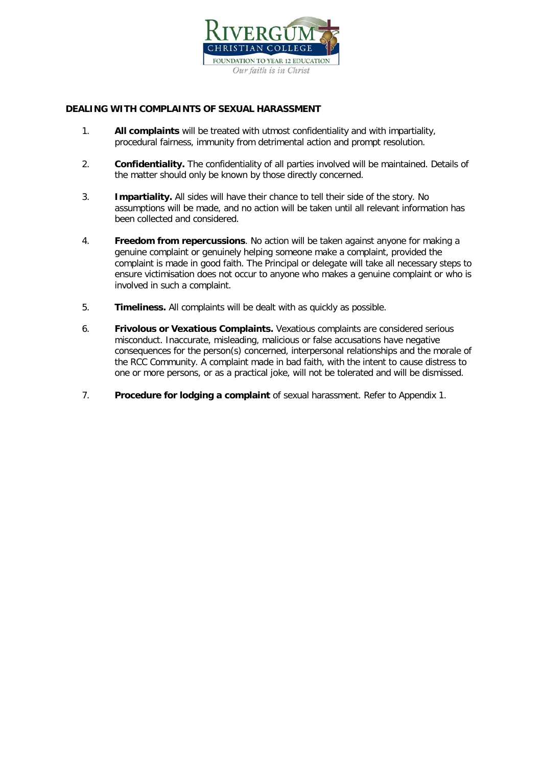## DEALING WITH COMPLAINTS OF SEXUAL HARASSMENT

1. **All complaints** will be treated with utmost confidentiality and with impartiality, procedural fairness, immunity from detrimental action and prompt resolution.

2. **Confidentiality.** The confidentiality of all parties involved will be maintained. Details of the matter should only be known by those directly concerned.

3. **Impartiality.** All sides will have their chance to tell their side of the story. No assumptions will be made, and no action will be taken until all relevant information has been collected and considered.

4. **Freedom from repercussions**. No action will be taken against anyone for making a genuine complaint or genuinely helping someone make a complaint, provided the complaint is made in good faith. The Principal or delegate will take all necessary steps to ensure victimisation does not occur to anyone who makes a genuine complaint or who is involved in such a complaint.

5. **Timeliness.** All complaints will be dealt with as quickly as possible.

6. **Frivolous or Vexatious Complaints.** Vexatious complaints are considered serious misconduct. Inaccurate, misleading, malicious or false accusations have negative consequences for the person(s) concerned, interpersonal relationships and the morale of the RCC Community. A complaint made in bad faith, with the intent to cause distress to one or more persons, or as a practical joke, will not be tolerated and will be dismissed.

7. **Procedure for lodging a complaint** of sexual harassment. Refer to Appendix 1.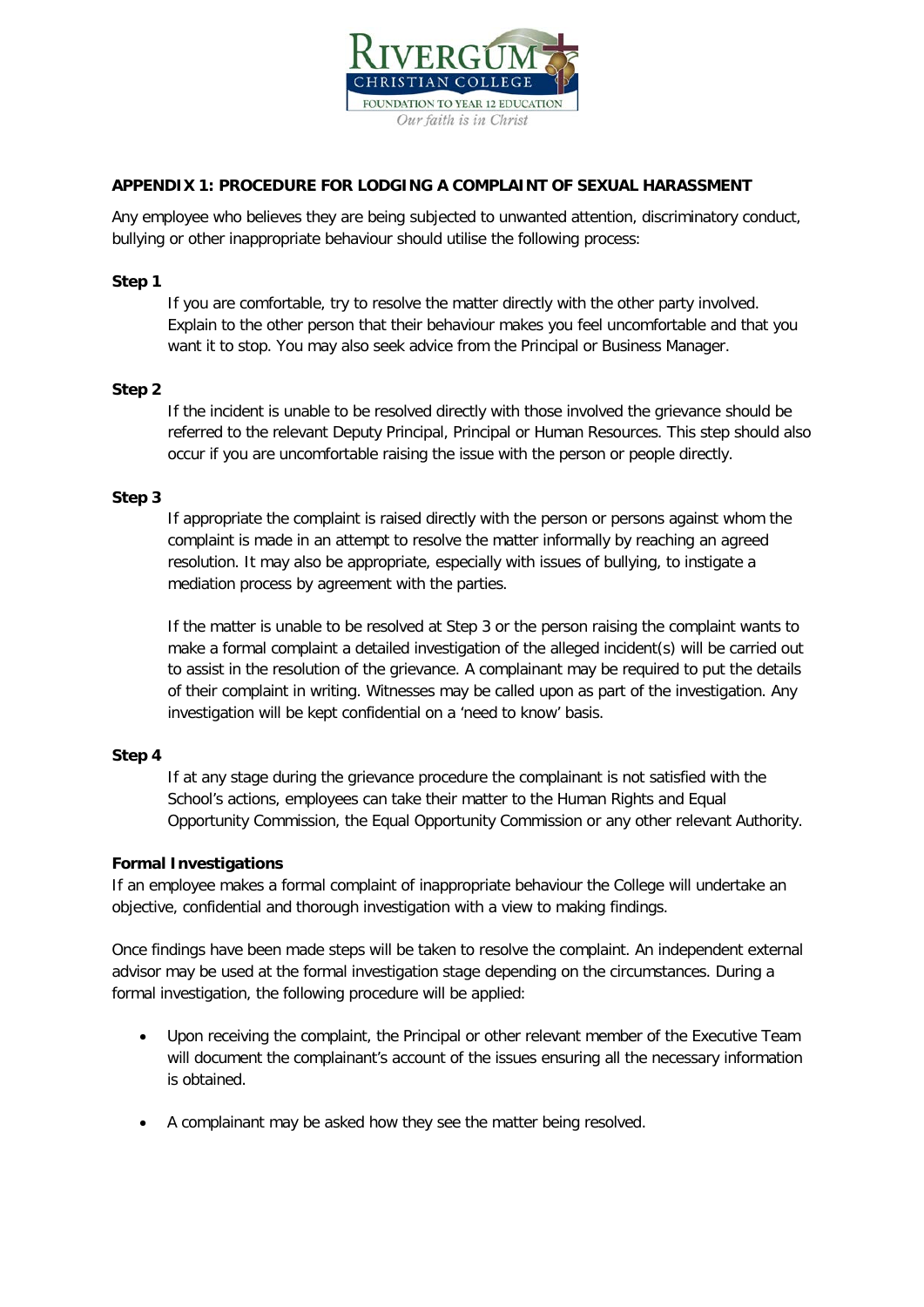**APPENDIX 1: PROCEDURE FOR LODGING A COMPLAINT OF SEXUAL HARASSMENT**

Any employee who believes they are being subjected to unwanted attention, discriminatory conduct, bullying or other inappropriate behaviour should utilise the following process:

**Step 1**

If you are comfortable, try to resolve the matter directly with the other party involved. Explain to the other person that their behaviour makes you feel uncomfortable and that you want it to stop. You may also seek advice from the Principal or Business Manager.

**Step 2**

If the incident is unable to be resolved directly with those involved the grievance should be referred to the relevant Deputy Principal, Principal or Human Resources. This step should also occur if you are uncomfortable raising the issue with the person or people directly.

**Step 3**

If appropriate the complaint is raised directly with the person or persons against whom the complaint is made in an attempt to resolve the matter informally by reaching an agreed resolution. It may also be appropriate, especially with issues of bullying, to instigate a mediation process by agreement with the parties.

If the matter is unable to be resolved at Step 3 or the person raising the complaint wants to make a formal complaint a detailed investigation of the alleged incident(s) will be carried out to assist in the resolution of the grievance. A complainant may be required to put the details of their complaint in writing. Witnesses may be called upon as part of the investigation. Any investigation will be kept confidential on a 'need to know' basis.

**Step 4**

If at any stage during the grievance procedure the complainant is not satisfied with the School's actions, employees can take their matter to the Human Rights and Equal Opportunity Commission, the Equal Opportunity Commission or any other relevant Authority.

**Formal Investigations**

If an employee makes a formal complaint of inappropriate behaviour the College will undertake an objective, confidential and thorough investigation with a view to making findings.

Once findings have been made steps will be taken to resolve the complaint. An independent external advisor may be used at the formal investigation stage depending on the circumstances. During a formal investigation, the following procedure will be applied:

- Upon receiving the complaint, the Principal or other relevant member of the Executive Team will document the complainant's account of the issues ensuring all the necessary information is obtained.
- A complainant may be asked how they see the matter being resolved.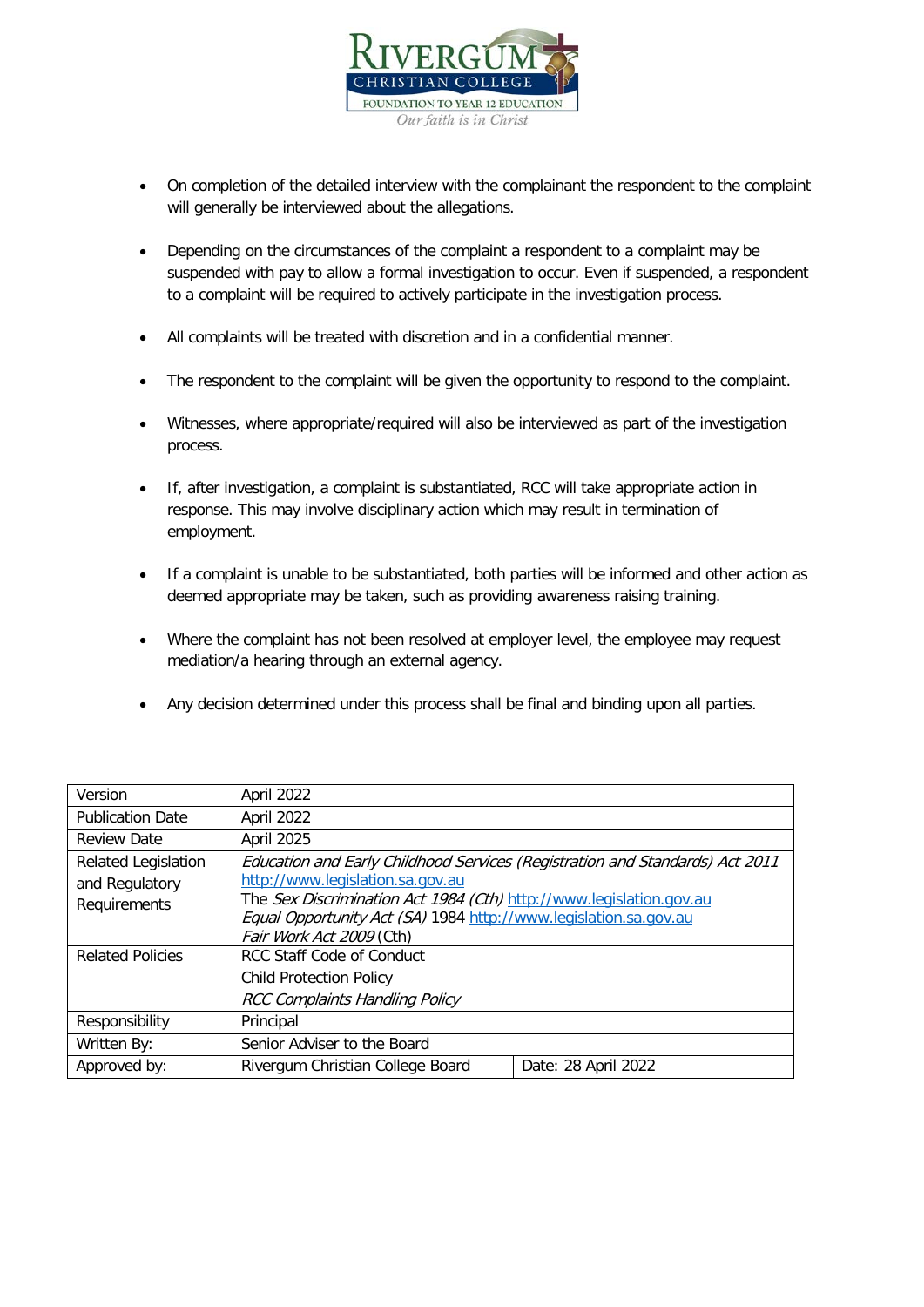- On completion of the detailed interview with the complainant the respondent to the complaint will generally be interviewed about the allegations.

- Depending on the circumstances of the complaint a respondent to a complaint may be suspended with pay to allow a formal investigation to occur. Even if suspended, a respondent to a complaint will be required to actively participate in the investigation process.

- All complaints will be treated with discretion and in a confidential manner.

- The respondent to the complaint will be given the opportunity to respond to the complaint.

- Witnesses, where appropriate/required will also be interviewed as part of the investigation process.

- If, after investigation, a complaint is substantiated, RCC will take appropriate action in response. This may involve disciplinary action which may result in termination of employment.

- If a complaint is unable to be substantiated, both parties will be informed and other action as deemed appropriate may be taken, such as providing awareness raising training.

- Where the complaint has not been resolved at employer level, the employee may request mediation/a hearing through an external agency.

- Any decision determined under this process shall be final and binding upon all parties.

| | | |
|---|---|---|
| Version | April 2022 | |
| Publication Date | April 2022 | |
| Review Date | April 2025 | |
| Related Legislation and Regulatory Requirements | *Education and Early Childhood Services (Registration and Standards) Act 2011* http://www.legislation.sa.gov.au<br>The *Sex Discrimination Act 1984 (Cth)* http://www.legislation.gov.au<br>*Equal Opportunity Act (SA)* 1984 http://www.legislation.sa.gov.au<br>*Fair Work Act 2009* (Cth) | |
| Related Policies | RCC Staff Code of Conduct<br>Child Protection Policy<br>*RCC Complaints Handling Policy* | |
| Responsibility | Principal | |
| Written By: | Senior Adviser to the Board | |
| Approved by: | Rivergum Christian College Board | Date: 28 April 2022 |